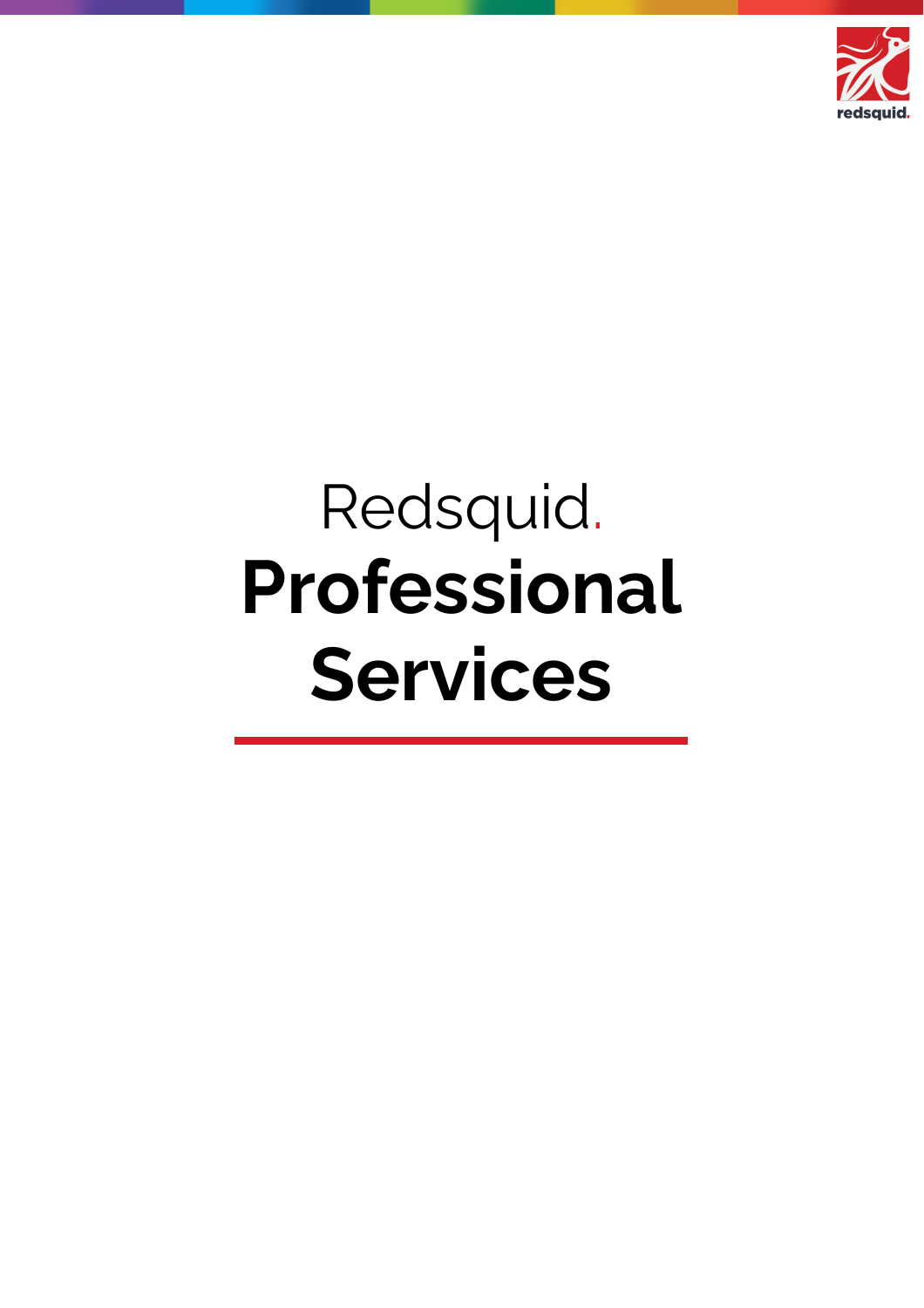Redsquid.

# Professional Services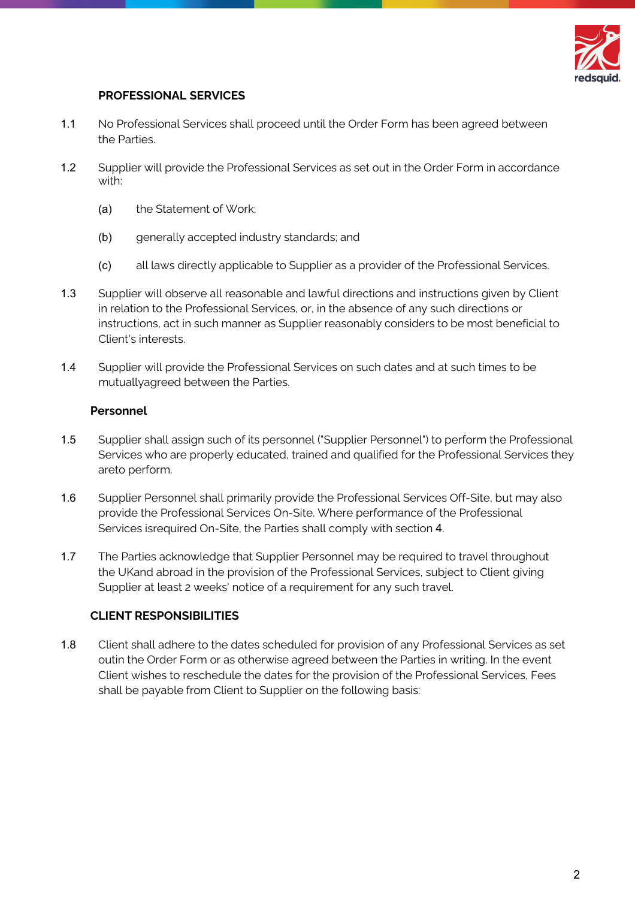## PROFESSIONAL SERVICES

1.1 No Professional Services shall proceed until the Order Form has been agreed between the Parties.

1.2 Supplier will provide the Professional Services as set out in the Order Form in accordance with:

(a) the Statement of Work;

(b) generally accepted industry standards; and

(c) all laws directly applicable to Supplier as a provider of the Professional Services.

1.3 Supplier will observe all reasonable and lawful directions and instructions given by Client in relation to the Professional Services, or, in the absence of any such directions or instructions, act in such manner as Supplier reasonably considers to be most beneficial to Client's interests.

1.4 Supplier will provide the Professional Services on such dates and at such times to be mutuallyagreed between the Parties.

### Personnel

1.5 Supplier shall assign such of its personnel ("Supplier Personnel") to perform the Professional Services who are properly educated, trained and qualified for the Professional Services they areto perform.

1.6 Supplier Personnel shall primarily provide the Professional Services Off-Site, but may also provide the Professional Services On-Site. Where performance of the Professional Services isrequired On-Site, the Parties shall comply with section 4.

1.7 The Parties acknowledge that Supplier Personnel may be required to travel throughout the UKand abroad in the provision of the Professional Services, subject to Client giving Supplier at least 2 weeks' notice of a requirement for any such travel.

## CLIENT RESPONSIBILITIES

1.8 Client shall adhere to the dates scheduled for provision of any Professional Services as set outin the Order Form or as otherwise agreed between the Parties in writing. In the event Client wishes to reschedule the dates for the provision of the Professional Services, Fees shall be payable from Client to Supplier on the following basis: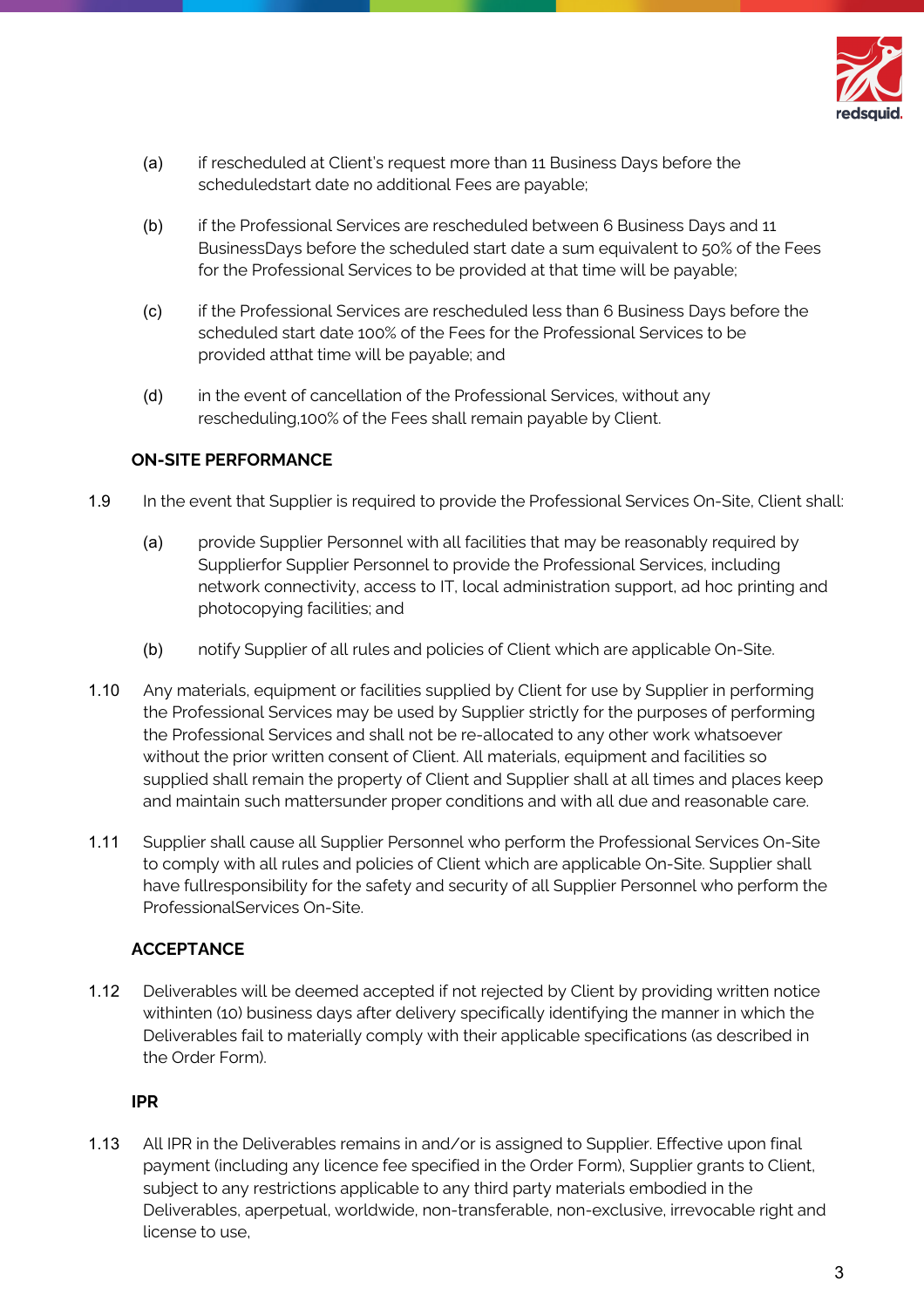(a) if rescheduled at Client's request more than 11 Business Days before the scheduledstart date no additional Fees are payable;

(b) if the Professional Services are rescheduled between 6 Business Days and 11 BusinessDays before the scheduled start date a sum equivalent to 50% of the Fees for the Professional Services to be provided at that time will be payable;

(c) if the Professional Services are rescheduled less than 6 Business Days before the scheduled start date 100% of the Fees for the Professional Services to be provided atthat time will be payable; and

(d) in the event of cancellation of the Professional Services, without any rescheduling,100% of the Fees shall remain payable by Client.

**ON-SITE PERFORMANCE**

1.9 In the event that Supplier is required to provide the Professional Services On-Site, Client shall:

(a) provide Supplier Personnel with all facilities that may be reasonably required by Supplierfor Supplier Personnel to provide the Professional Services, including network connectivity, access to IT, local administration support, ad hoc printing and photocopying facilities; and

(b) notify Supplier of all rules and policies of Client which are applicable On-Site.

1.10 Any materials, equipment or facilities supplied by Client for use by Supplier in performing the Professional Services may be used by Supplier strictly for the purposes of performing the Professional Services and shall not be re-allocated to any other work whatsoever without the prior written consent of Client. All materials, equipment and facilities so supplied shall remain the property of Client and Supplier shall at all times and places keep and maintain such mattersunder proper conditions and with all due and reasonable care.

1.11 Supplier shall cause all Supplier Personnel who perform the Professional Services On-Site to comply with all rules and policies of Client which are applicable On-Site. Supplier shall have fullresponsibility for the safety and security of all Supplier Personnel who perform the ProfessionalServices On-Site.

**ACCEPTANCE**

1.12 Deliverables will be deemed accepted if not rejected by Client by providing written notice withinten (10) business days after delivery specifically identifying the manner in which the Deliverables fail to materially comply with their applicable specifications (as described in the Order Form).

**IPR**

1.13 All IPR in the Deliverables remains in and/or is assigned to Supplier. Effective upon final payment (including any licence fee specified in the Order Form), Supplier grants to Client, subject to any restrictions applicable to any third party materials embodied in the Deliverables, aperpetual, worldwide, non-transferable, non-exclusive, irrevocable right and license to use,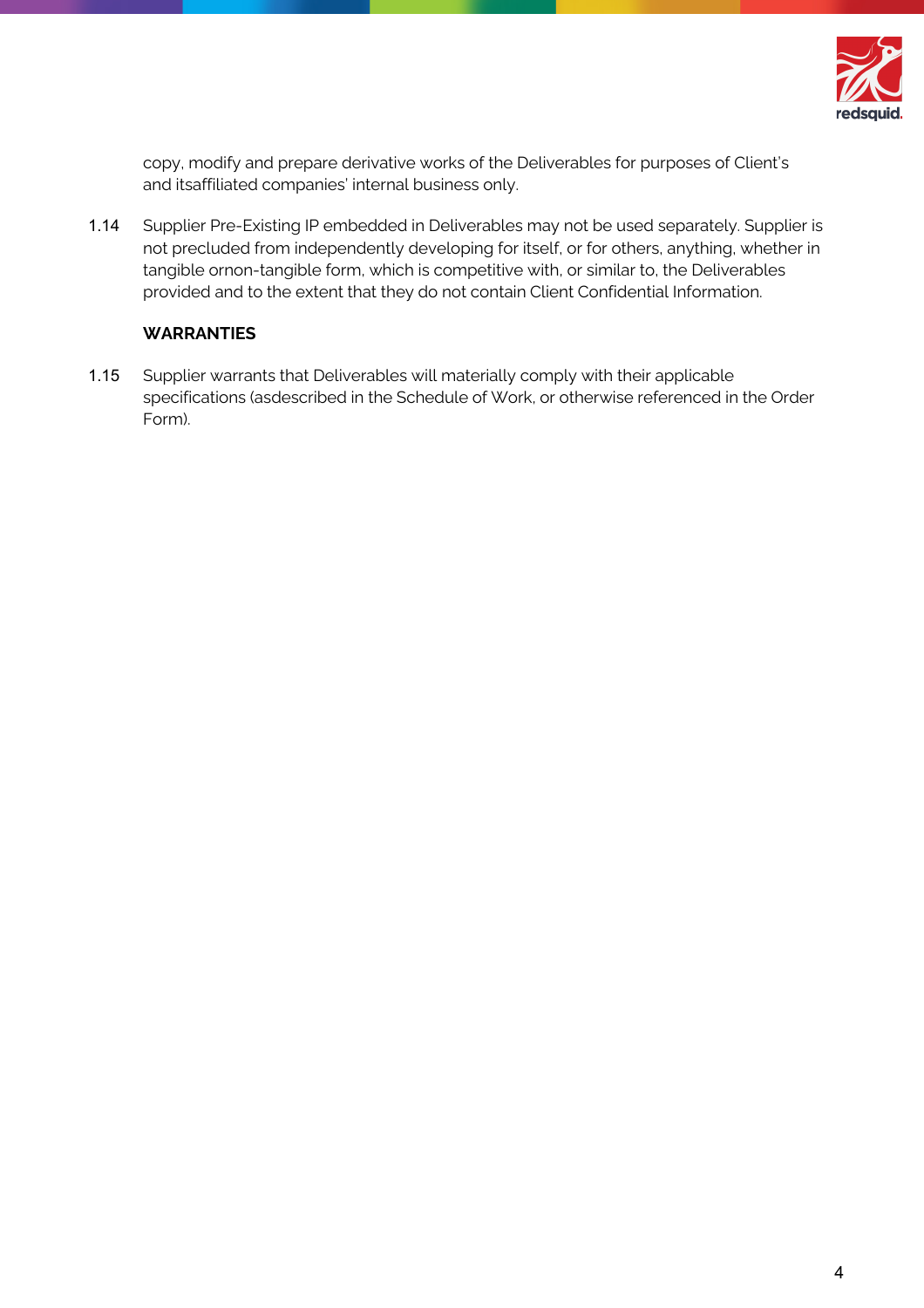copy, modify and prepare derivative works of the Deliverables for purposes of Client's and itsaffiliated companies' internal business only.

1.14 Supplier Pre-Existing IP embedded in Deliverables may not be used separately. Supplier is not precluded from independently developing for itself, or for others, anything, whether in tangible ornon-tangible form, which is competitive with, or similar to, the Deliverables provided and to the extent that they do not contain Client Confidential Information.

**WARRANTIES**

1.15 Supplier warrants that Deliverables will materially comply with their applicable specifications (asdescribed in the Schedule of Work, or otherwise referenced in the Order Form).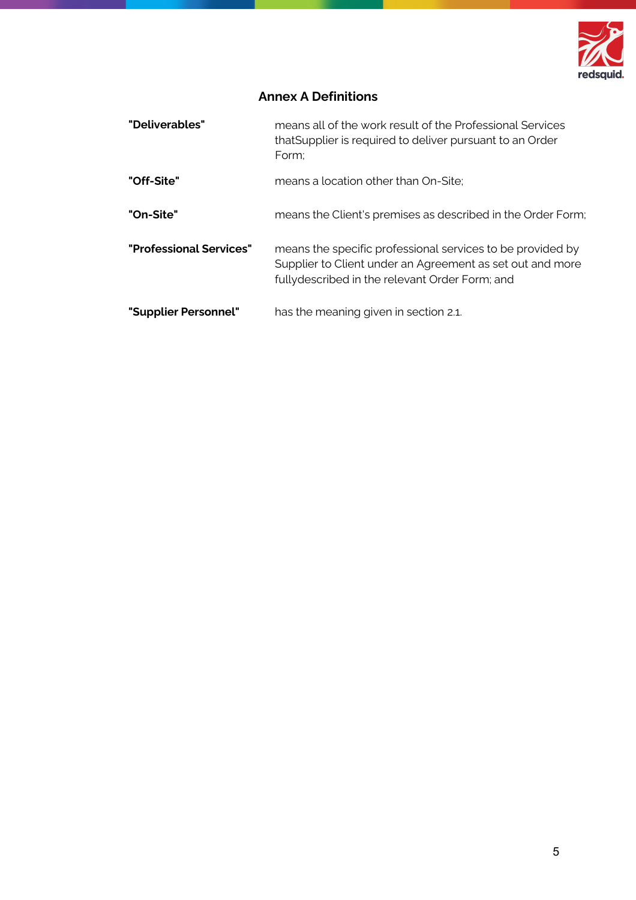## Annex A Definitions

| | |
|---|---|
| **"Deliverables"** | means all of the work result of the Professional Services thatSupplier is required to deliver pursuant to an Order Form; |
| **"Off-Site"** | means a location other than On-Site; |
| **"On-Site"** | means the Client's premises as described in the Order Form; |
| **"Professional Services"** | means the specific professional services to be provided by Supplier to Client under an Agreement as set out and more fullydescribed in the relevant Order Form; and |
| **"Supplier Personnel"** | has the meaning given in section 2.1. |